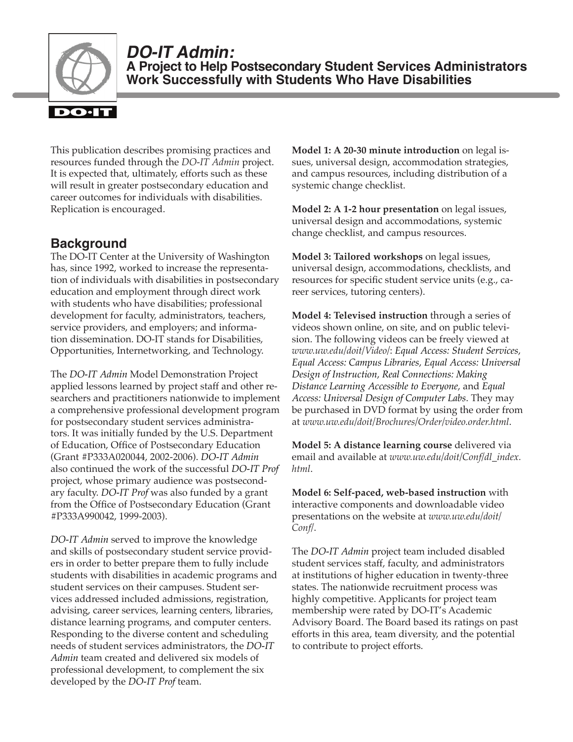# DO-IT Admin:

## A Project to Help Postsecondary Student Services Administrators Work Successfully with Students Who Have Disabilities

This publication describes promising practices and resources funded through the *DO-IT Admin* project. It is expected that, ultimately, efforts such as these will result in greater postsecondary education and career outcomes for individuals with disabilities. Replication is encouraged.

## Background

The DO-IT Center at the University of Washington has, since 1992, worked to increase the representation of individuals with disabilities in postsecondary education and employment through direct work with students who have disabilities; professional development for faculty, administrators, teachers, service providers, and employers; and information dissemination. DO-IT stands for Disabilities, Opportunities, Internetworking, and Technology.

The *DO-IT Admin* Model Demonstration Project applied lessons learned by project staff and other researchers and practitioners nationwide to implement a comprehensive professional development program for postsecondary student services administrators. It was initially funded by the U.S. Department of Education, Office of Postsecondary Education (Grant #P333A020044, 2002-2006). *DO-IT Admin* also continued the work of the successful *DO-IT Prof* project, whose primary audience was postsecondary faculty. *DO-IT Prof* was also funded by a grant from the Office of Postsecondary Education (Grant #P333A990042, 1999-2003).

*DO-IT Admin* served to improve the knowledge and skills of postsecondary student service providers in order to better prepare them to fully include students with disabilities in academic programs and student services on their campuses. Student services addressed included admissions, registration, advising, career services, learning centers, libraries, distance learning programs, and computer centers. Responding to the diverse content and scheduling needs of student services administrators, the *DO-IT Admin* team created and delivered six models of professional development, to complement the six developed by the *DO-IT Prof* team.

**Model 1: A 20-30 minute introduction** on legal issues, universal design, accommodation strategies, and campus resources, including distribution of a systemic change checklist.

**Model 2: A 1-2 hour presentation** on legal issues, universal design and accommodations, systemic change checklist, and campus resources.

**Model 3: Tailored workshops** on legal issues, universal design, accommodations, checklists, and resources for specific student service units (e.g., career services, tutoring centers).

**Model 4: Televised instruction** through a series of videos shown online, on site, and on public television. The following videos can be freely viewed at *www.uw.edu/doit/Video/*: *Equal Access: Student Services*, *Equal Access: Campus Libraries*, *Equal Access: Universal Design of Instruction*, *Real Connections: Making Distance Learning Accessible to Everyone*, and *Equal Access: Universal Design of Computer Labs*. They may be purchased in DVD format by using the order from at *www.uw.edu/doit/Brochures/Order/video.order.html*.

**Model 5: A distance learning course** delivered via email and available at *www.uw.edu/doit/Conf/dl_index.html*.

**Model 6: Self-paced, web-based instruction** with interactive components and downloadable video presentations on the website at *www.uw.edu/doit/Conf/*.

The *DO-IT Admin* project team included disabled student services staff, faculty, and administrators at institutions of higher education in twenty-three states. The nationwide recruitment process was highly competitive. Applicants for project team membership were rated by DO-IT's Academic Advisory Board. The Board based its ratings on past efforts in this area, team diversity, and the potential to contribute to project efforts.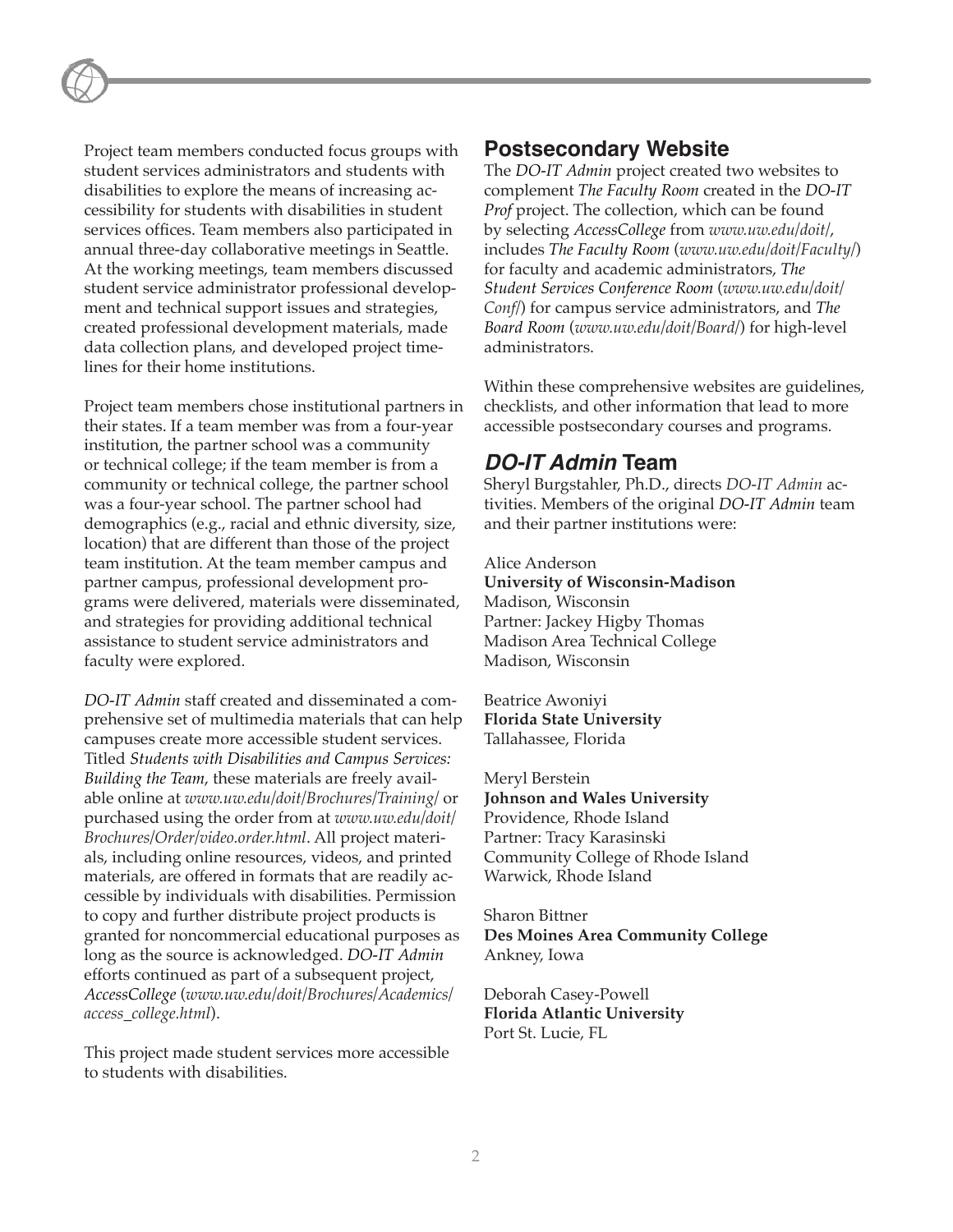Project team members conducted focus groups with student services administrators and students with disabilities to explore the means of increasing accessibility for students with disabilities in student services offices. Team members also participated in annual three-day collaborative meetings in Seattle. At the working meetings, team members discussed student service administrator professional development and technical support issues and strategies, created professional development materials, made data collection plans, and developed project timelines for their home institutions.

Project team members chose institutional partners in their states. If a team member was from a four-year institution, the partner school was a community or technical college; if the team member is from a community or technical college, the partner school was a four-year school. The partner school had demographics (e.g., racial and ethnic diversity, size, location) that are different than those of the project team institution. At the team member campus and partner campus, professional development programs were delivered, materials were disseminated, and strategies for providing additional technical assistance to student service administrators and faculty were explored.

*DO-IT Admin* staff created and disseminated a comprehensive set of multimedia materials that can help campuses create more accessible student services. Titled *Students with Disabilities and Campus Services: Building the Team*, these materials are freely available online at *www.uw.edu/doit/Brochures/Training/* or purchased using the order from at *www.uw.edu/doit/Brochures/Order/video.order.html*. All project materials, including online resources, videos, and printed materials, are offered in formats that are readily accessible by individuals with disabilities. Permission to copy and further distribute project products is granted for noncommercial educational purposes as long as the source is acknowledged. *DO-IT Admin* efforts continued as part of a subsequent project, *AccessCollege* (*www.uw.edu/doit/Brochures/Academics/access_college.html*).

This project made student services more accessible to students with disabilities.

## Postsecondary Website

The *DO-IT Admin* project created two websites to complement *The Faculty Room* created in the *DO-IT Prof* project. The collection, which can be found by selecting *AccessCollege* from *www.uw.edu/doit/*, includes *The Faculty Room* (*www.uw.edu/doit/Faculty/*) for faculty and academic administrators, *The Student Services Conference Room* (*www.uw.edu/doit/Conf/*) for campus service administrators, and *The Board Room* (*www.uw.edu/doit/Board/*) for high-level administrators.

Within these comprehensive websites are guidelines, checklists, and other information that lead to more accessible postsecondary courses and programs.

## *DO-IT Admin* Team

Sheryl Burgstahler, Ph.D., directs *DO-IT Admin* activities. Members of the original *DO-IT Admin* team and their partner institutions were:

Alice Anderson
**University of Wisconsin-Madison**
Madison, Wisconsin
Partner: Jackey Higby Thomas
Madison Area Technical College
Madison, Wisconsin

Beatrice Awoniyi
**Florida State University**
Tallahassee, Florida

Meryl Berstein
**Johnson and Wales University**
Providence, Rhode Island
Partner: Tracy Karasinski
Community College of Rhode Island
Warwick, Rhode Island

Sharon Bittner
**Des Moines Area Community College**
Ankney, Iowa

Deborah Casey-Powell
**Florida Atlantic University**
Port St. Lucie, FL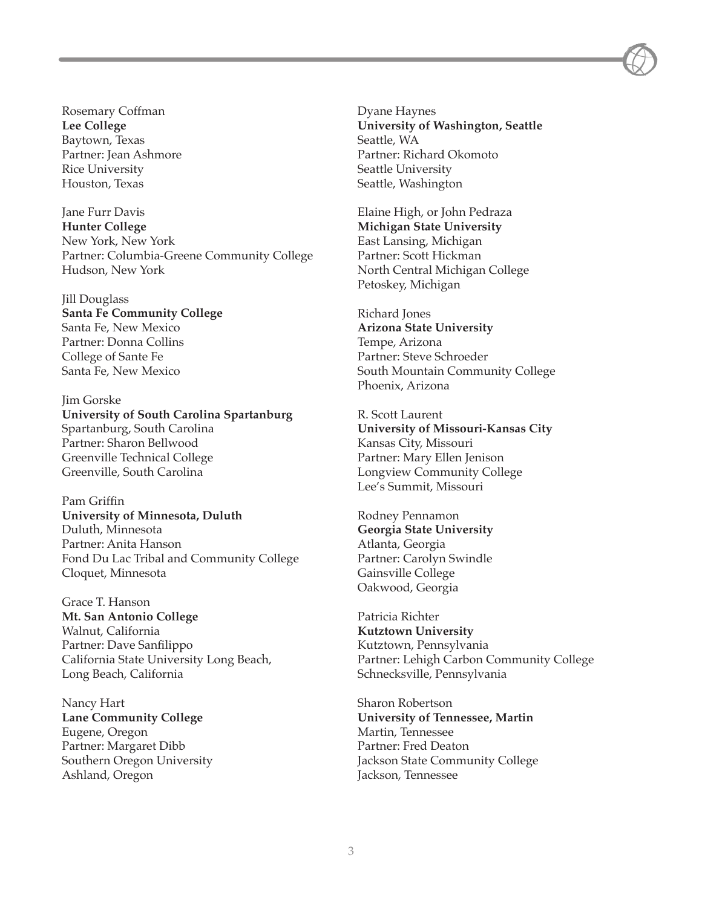Rosemary Coffman
**Lee College**
Baytown, Texas
Partner: Jean Ashmore
Rice University
Houston, Texas

Jane Furr Davis
**Hunter College**
New York, New York
Partner: Columbia-Greene Community College
Hudson, New York

Jill Douglass
**Santa Fe Community College**
Santa Fe, New Mexico
Partner: Donna Collins
College of Sante Fe
Santa Fe, New Mexico

Jim Gorske
**University of South Carolina Spartanburg**
Spartanburg, South Carolina
Partner: Sharon Bellwood
Greenville Technical College
Greenville, South Carolina

Pam Griffin
**University of Minnesota, Duluth**
Duluth, Minnesota
Partner: Anita Hanson
Fond Du Lac Tribal and Community College
Cloquet, Minnesota

Grace T. Hanson
**Mt. San Antonio College**
Walnut, California
Partner: Dave Sanfilippo
California State University Long Beach,
Long Beach, California

Nancy Hart
**Lane Community College**
Eugene, Oregon
Partner: Margaret Dibb
Southern Oregon University
Ashland, Oregon

Dyane Haynes
**University of Washington, Seattle**
Seattle, WA
Partner: Richard Okomoto
Seattle University
Seattle, Washington

Elaine High, or John Pedraza
**Michigan State University**
East Lansing, Michigan
Partner: Scott Hickman
North Central Michigan College
Petoskey, Michigan

Richard Jones
**Arizona State University**
Tempe, Arizona
Partner: Steve Schroeder
South Mountain Community College
Phoenix, Arizona

R. Scott Laurent
**University of Missouri-Kansas City**
Kansas City, Missouri
Partner: Mary Ellen Jenison
Longview Community College
Lee's Summit, Missouri

Rodney Pennamon
**Georgia State University**
Atlanta, Georgia
Partner: Carolyn Swindle
Gainsville College
Oakwood, Georgia

Patricia Richter
**Kutztown University**
Kutztown, Pennsylvania
Partner: Lehigh Carbon Community College
Schnecksville, Pennsylvania

Sharon Robertson
**University of Tennessee, Martin**
Martin, Tennessee
Partner: Fred Deaton
Jackson State Community College
Jackson, Tennessee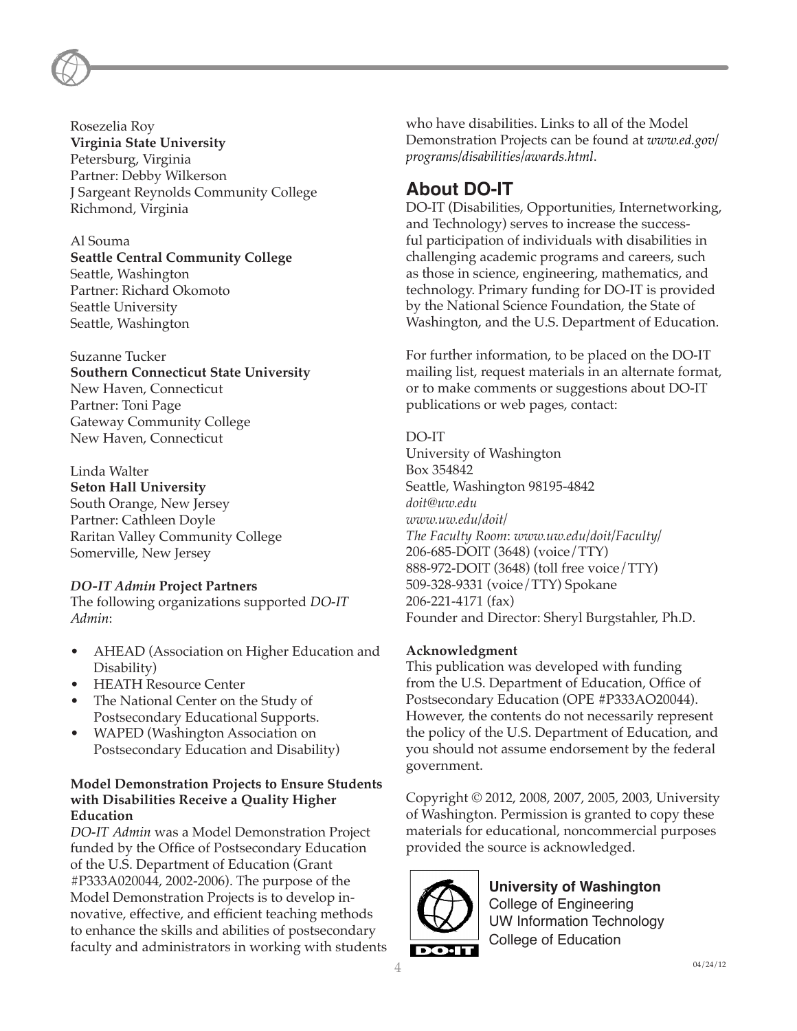Rosezelia Roy
**Virginia State University**
Petersburg, Virginia
Partner: Debby Wilkerson
J Sargeant Reynolds Community College
Richmond, Virginia

Al Souma
**Seattle Central Community College**
Seattle, Washington
Partner: Richard Okomoto
Seattle University
Seattle, Washington

Suzanne Tucker
**Southern Connecticut State University**
New Haven, Connecticut
Partner: Toni Page
Gateway Community College
New Haven, Connecticut

Linda Walter
**Seton Hall University**
South Orange, New Jersey
Partner: Cathleen Doyle
Raritan Valley Community College
Somerville, New Jersey

### *DO-IT Admin* Project Partners

The following organizations supported *DO-IT Admin*:

- AHEAD (Association on Higher Education and Disability)
- HEATH Resource Center
- The National Center on the Study of Postsecondary Educational Supports.
- WAPED (Washington Association on Postsecondary Education and Disability)

### Model Demonstration Projects to Ensure Students with Disabilities Receive a Quality Higher Education

*DO-IT Admin* was a Model Demonstration Project funded by the Office of Postsecondary Education of the U.S. Department of Education (Grant #P333A020044, 2002-2006). The purpose of the Model Demonstration Projects is to develop innovative, effective, and efficient teaching methods to enhance the skills and abilities of postsecondary faculty and administrators in working with students who have disabilities. Links to all of the Model Demonstration Projects can be found at *www.ed.gov/programs/disabilities/awards.html*.

## About DO-IT

DO-IT (Disabilities, Opportunities, Internetworking, and Technology) serves to increase the successful participation of individuals with disabilities in challenging academic programs and careers, such as those in science, engineering, mathematics, and technology. Primary funding for DO-IT is provided by the National Science Foundation, the State of Washington, and the U.S. Department of Education.

For further information, to be placed on the DO-IT mailing list, request materials in an alternate format, or to make comments or suggestions about DO-IT publications or web pages, contact:

DO-IT
University of Washington
Box 354842
Seattle, Washington 98195-4842
*doit@uw.edu*
*www.uw.edu/doit/*
*The Faculty Room*: *www.uw.edu/doit/Faculty/*
206-685-DOIT (3648) (voice/TTY)
888-972-DOIT (3648) (toll free voice/TTY)
509-328-9331 (voice/TTY) Spokane
206-221-4171 (fax)
Founder and Director: Sheryl Burgstahler, Ph.D.

### Acknowledgment

This publication was developed with funding from the U.S. Department of Education, Office of Postsecondary Education (OPE #P333AO20044). However, the contents do not necessarily represent the policy of the U.S. Department of Education, and you should not assume endorsement by the federal government.

Copyright © 2012, 2008, 2007, 2005, 2003, University of Washington. Permission is granted to copy these materials for educational, noncommercial purposes provided the source is acknowledged.

DO-IT

**University of Washington**
College of Engineering
UW Information Technology
College of Education

04/24/12